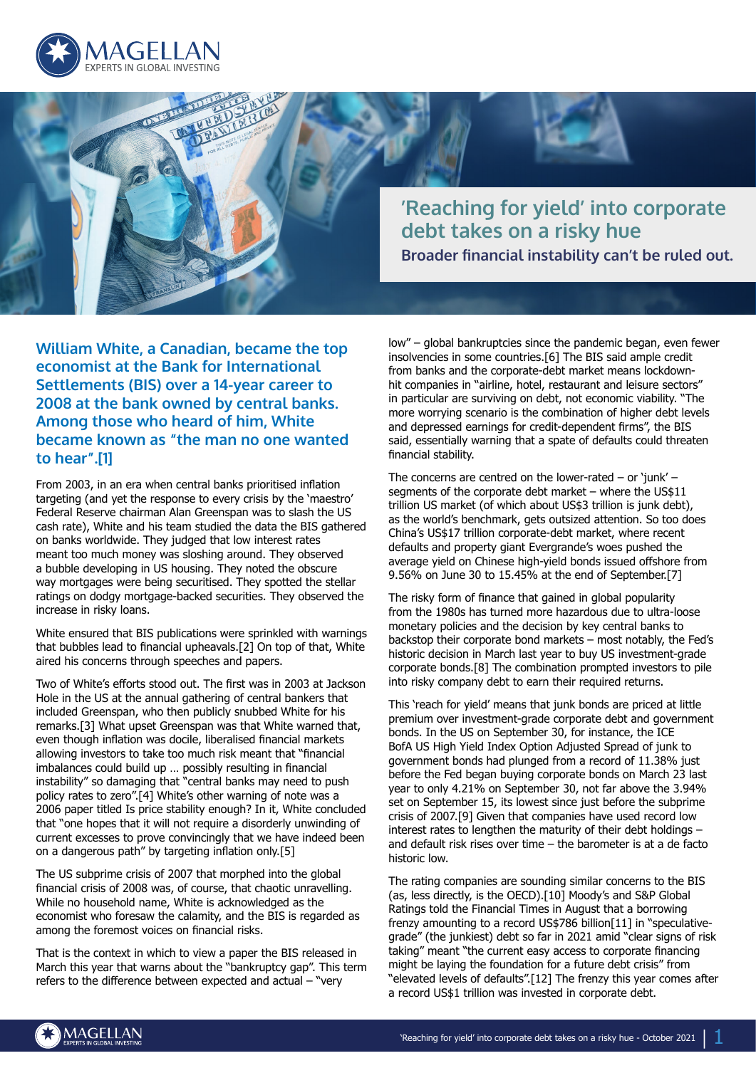# 'Reaching for yield' into corporate debt takes on a risky hue

## Broader financial instability can't be ruled out.

**William White, a Canadian, became the top economist at the Bank for International Settlements (BIS) over a 14-year career to 2008 at the bank owned by central banks. Among those who heard of him, White became known as "the man no one wanted to hear".[1]**

From 2003, in an era when central banks prioritised inflation targeting (and yet the response to every crisis by the 'maestro' Federal Reserve chairman Alan Greenspan was to slash the US cash rate), White and his team studied the data the BIS gathered on banks worldwide. They judged that low interest rates meant too much money was sloshing around. They observed a bubble developing in US housing. They noted the obscure way mortgages were being securitised. They spotted the stellar ratings on dodgy mortgage-backed securities. They observed the increase in risky loans.

White ensured that BIS publications were sprinkled with warnings that bubbles lead to financial upheavals.[2] On top of that, White aired his concerns through speeches and papers.

Two of White's efforts stood out. The first was in 2003 at Jackson Hole in the US at the annual gathering of central bankers that included Greenspan, who then publicly snubbed White for his remarks.[3] What upset Greenspan was that White warned that, even though inflation was docile, liberalised financial markets allowing investors to take too much risk meant that "financial imbalances could build up … possibly resulting in financial instability" so damaging that "central banks may need to push policy rates to zero".[4] White's other warning of note was a 2006 paper titled Is price stability enough? In it, White concluded that "one hopes that it will not require a disorderly unwinding of current excesses to prove convincingly that we have indeed been on a dangerous path" by targeting inflation only.[5]

The US subprime crisis of 2007 that morphed into the global financial crisis of 2008 was, of course, that chaotic unravelling. While no household name, White is acknowledged as the economist who foresaw the calamity, and the BIS is regarded as among the foremost voices on financial risks.

That is the context in which to view a paper the BIS released in March this year that warns about the "bankruptcy gap". This term refers to the difference between expected and actual – "very low" – global bankruptcies since the pandemic began, even fewer insolvencies in some countries.[6] The BIS said ample credit from banks and the corporate-debt market means lockdown-hit companies in "airline, hotel, restaurant and leisure sectors" in particular are surviving on debt, not economic viability. "The more worrying scenario is the combination of higher debt levels and depressed earnings for credit-dependent firms", the BIS said, essentially warning that a spate of defaults could threaten financial stability.

The concerns are centred on the lower-rated – or 'junk' – segments of the corporate debt market – where the US$11 trillion US market (of which about US$3 trillion is junk debt), as the world's benchmark, gets outsized attention. So too does China's US$17 trillion corporate-debt market, where recent defaults and property giant Evergrande's woes pushed the average yield on Chinese high-yield bonds issued offshore from 9.56% on June 30 to 15.45% at the end of September.[7]

The risky form of finance that gained in global popularity from the 1980s has turned more hazardous due to ultra-loose monetary policies and the decision by key central banks to backstop their corporate bond markets – most notably, the Fed's historic decision in March last year to buy US investment-grade corporate bonds.[8] The combination prompted investors to pile into risky company debt to earn their required returns.

This 'reach for yield' means that junk bonds are priced at little premium over investment-grade corporate debt and government bonds. In the US on September 30, for instance, the ICE BofA US High Yield Index Option Adjusted Spread of junk to government bonds had plunged from a record of 11.38% just before the Fed began buying corporate bonds on March 23 last year to only 4.21% on September 30, not far above the 3.94% set on September 15, its lowest since just before the subprime crisis of 2007.[9] Given that companies have used record low interest rates to lengthen the maturity of their debt holdings – and default risk rises over time – the barometer is at a de facto historic low.

The rating companies are sounding similar concerns to the BIS (as, less directly, is the OECD).[10] Moody's and S&P Global Ratings told the Financial Times in August that a borrowing frenzy amounting to a record US$786 billion[11] in "speculative-grade" (the junkiest) debt so far in 2021 amid "clear signs of risk taking" meant "the current easy access to corporate financing might be laying the foundation for a future debt crisis" from "elevated levels of defaults".[12] The frenzy this year comes after a record US$1 trillion was invested in corporate debt.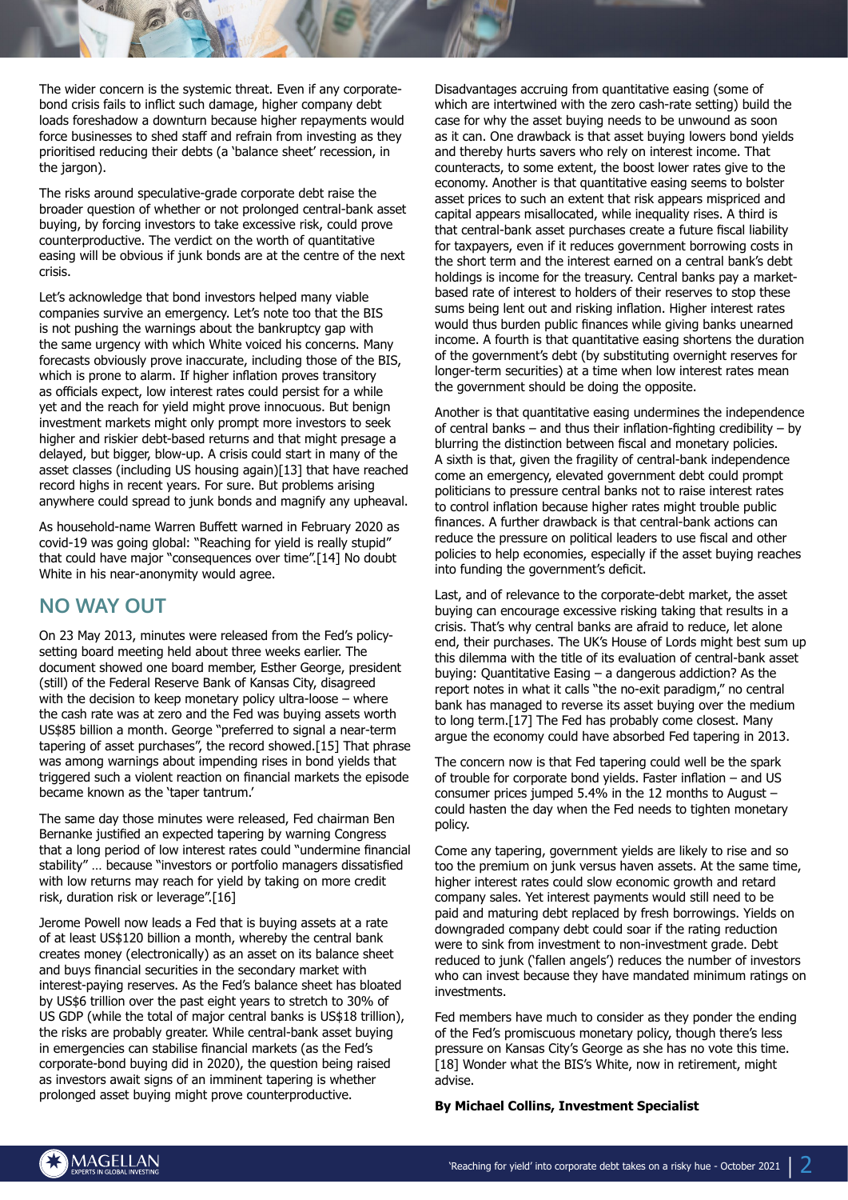The wider concern is the systemic threat. Even if any corporate-bond crisis fails to inflict such damage, higher company debt loads foreshadow a downturn because higher repayments would force businesses to shed staff and refrain from investing as they prioritised reducing their debts (a 'balance sheet' recession, in the jargon).

The risks around speculative-grade corporate debt raise the broader question of whether or not prolonged central-bank asset buying, by forcing investors to take excessive risk, could prove counterproductive. The verdict on the worth of quantitative easing will be obvious if junk bonds are at the centre of the next crisis.

Let's acknowledge that bond investors helped many viable companies survive an emergency. Let's note too that the BIS is not pushing the warnings about the bankruptcy gap with the same urgency with which White voiced his concerns. Many forecasts obviously prove inaccurate, including those of the BIS, which is prone to alarm. If higher inflation proves transitory as officials expect, low interest rates could persist for a while yet and the reach for yield might prove innocuous. But benign investment markets might only prompt more investors to seek higher and riskier debt-based returns and that might presage a delayed, but bigger, blow-up. A crisis could start in many of the asset classes (including US housing again)[13] that have reached record highs in recent years. For sure. But problems arising anywhere could spread to junk bonds and magnify any upheaval.

As household-name Warren Buffett warned in February 2020 as covid-19 was going global: "Reaching for yield is really stupid" that could have major "consequences over time".[14] No doubt White in his near-anonymity would agree.

## NO WAY OUT

On 23 May 2013, minutes were released from the Fed's policy-setting board meeting held about three weeks earlier. The document showed one board member, Esther George, president (still) of the Federal Reserve Bank of Kansas City, disagreed with the decision to keep monetary policy ultra-loose – where the cash rate was at zero and the Fed was buying assets worth US$85 billion a month. George "preferred to signal a near-term tapering of asset purchases", the record showed.[15] That phrase was among warnings about impending rises in bond yields that triggered such a violent reaction on financial markets the episode became known as the 'taper tantrum.'

The same day those minutes were released, Fed chairman Ben Bernanke justified an expected tapering by warning Congress that a long period of low interest rates could "undermine financial stability" … because "investors or portfolio managers dissatisfied with low returns may reach for yield by taking on more credit risk, duration risk or leverage".[16]

Jerome Powell now leads a Fed that is buying assets at a rate of at least US$120 billion a month, whereby the central bank creates money (electronically) as an asset on its balance sheet and buys financial securities in the secondary market with interest-paying reserves. As the Fed's balance sheet has bloated by US$6 trillion over the past eight years to stretch to 30% of US GDP (while the total of major central banks is US$18 trillion), the risks are probably greater. While central-bank asset buying in emergencies can stabilise financial markets (as the Fed's corporate-bond buying did in 2020), the question being raised as investors await signs of an imminent tapering is whether prolonged asset buying might prove counterproductive.

Disadvantages accruing from quantitative easing (some of which are intertwined with the zero cash-rate setting) build the case for why the asset buying needs to be unwound as soon as it can. One drawback is that asset buying lowers bond yields and thereby hurts savers who rely on interest income. That counteracts, to some extent, the boost lower rates give to the economy. Another is that quantitative easing seems to bolster asset prices to such an extent that risk appears mispriced and capital appears misallocated, while inequality rises. A third is that central-bank asset purchases create a future fiscal liability for taxpayers, even if it reduces government borrowing costs in the short term and the interest earned on a central bank's debt holdings is income for the treasury. Central banks pay a market-based rate of interest to holders of their reserves to stop these sums being lent out and risking inflation. Higher interest rates would thus burden public finances while giving banks unearned income. A fourth is that quantitative easing shortens the duration of the government's debt (by substituting overnight reserves for longer-term securities) at a time when low interest rates mean the government should be doing the opposite.

Another is that quantitative easing undermines the independence of central banks – and thus their inflation-fighting credibility – by blurring the distinction between fiscal and monetary policies. A sixth is that, given the fragility of central-bank independence come an emergency, elevated government debt could prompt politicians to pressure central banks not to raise interest rates to control inflation because higher rates might trouble public finances. A further drawback is that central-bank actions can reduce the pressure on political leaders to use fiscal and other policies to help economies, especially if the asset buying reaches into funding the government's deficit.

Last, and of relevance to the corporate-debt market, the asset buying can encourage excessive risking taking that results in a crisis. That's why central banks are afraid to reduce, let alone end, their purchases. The UK's House of Lords might best sum up this dilemma with the title of its evaluation of central-bank asset buying: Quantitative Easing – a dangerous addiction? As the report notes in what it calls "the no-exit paradigm," no central bank has managed to reverse its asset buying over the medium to long term.[17] The Fed has probably come closest. Many argue the economy could have absorbed Fed tapering in 2013.

The concern now is that Fed tapering could well be the spark of trouble for corporate bond yields. Faster inflation – and US consumer prices jumped 5.4% in the 12 months to August – could hasten the day when the Fed needs to tighten monetary policy.

Come any tapering, government yields are likely to rise and so too the premium on junk versus haven assets. At the same time, higher interest rates could slow economic growth and retard company sales. Yet interest payments would still need to be paid and maturing debt replaced by fresh borrowings. Yields on downgraded company debt could soar if the rating reduction were to sink from investment to non-investment grade. Debt reduced to junk ('fallen angels') reduces the number of investors who can invest because they have mandated minimum ratings on investments.

Fed members have much to consider as they ponder the ending of the Fed's promiscuous monetary policy, though there's less pressure on Kansas City's George as she has no vote this time.[18] Wonder what the BIS's White, now in retirement, might advise.

**By Michael Collins, Investment Specialist**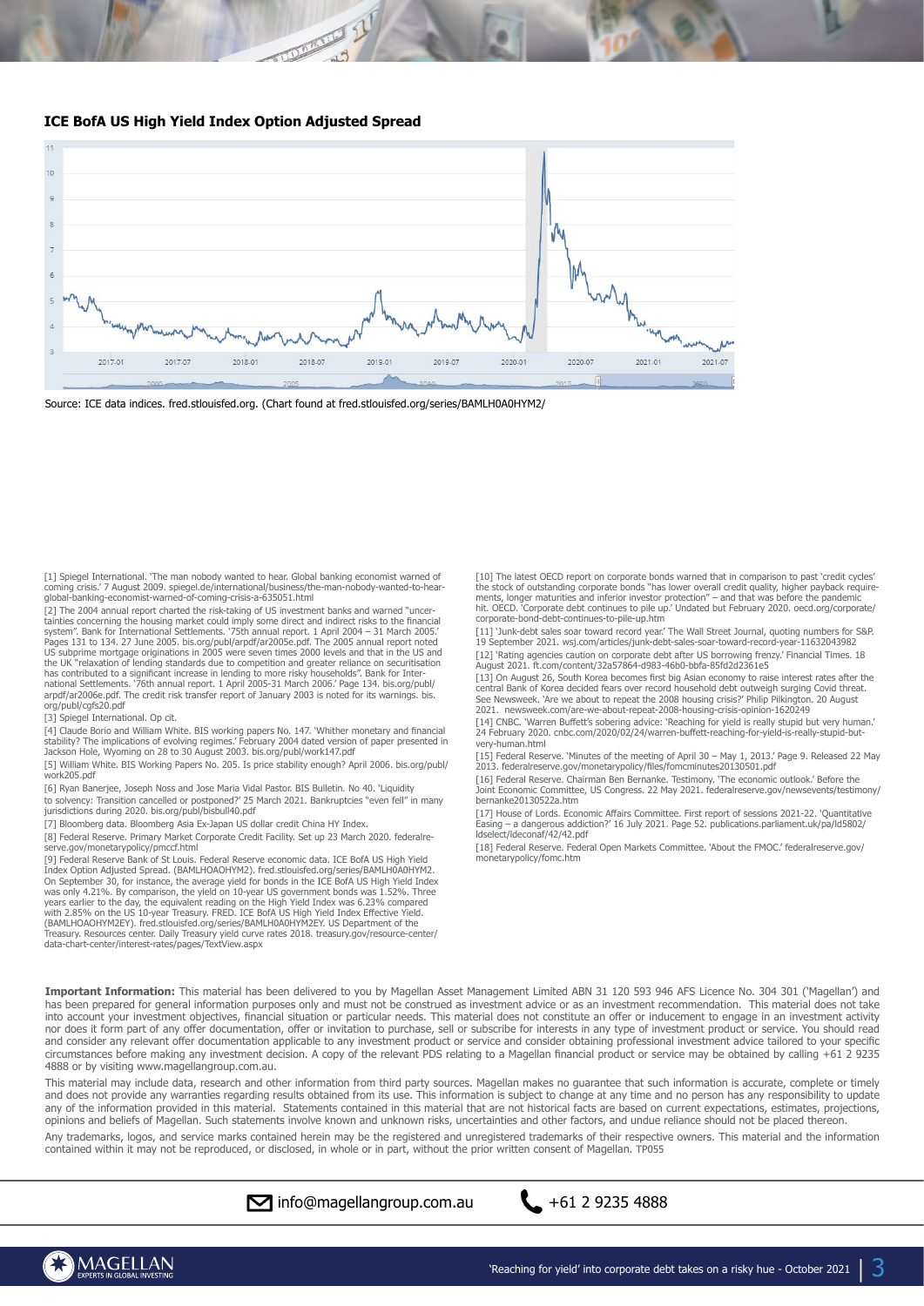**ICE BofA US High Yield Index Option Adjusted Spread**

11
10
9
8
7
6
5
4
3

2017-01
2017-07
2018-01
2018-07
2019-01
2019-07
2020-01
2020-07
2021-01
2021-07

2000
2005
2010
2015
2020

Source: ICE data indices. fred.stlouisfed.org. (Chart found at fred.stlouisfed.org/series/BAMLH0A0HYM2/

[1] Spiegel International. 'The man nobody wanted to hear. Global banking economist warned of coming crisis.' 7 August 2009. spiegel.de/international/business/the-man-nobody-wanted-to-hear-global-banking-economist-warned-of-coming-crisis-a-635051.html

[2] The 2004 annual report charted the risk-taking of US investment banks and warned "uncertainties concerning the housing market could imply some direct and indirect risks to the financial system". Bank for International Settlements. '75th annual report. 1 April 2004 – 31 March 2005.' Pages 131 to 134. 27 June 2005. bis.org/publ/arpdf/ar2005e.pdf. The 2005 annual report noted US subprime mortgage originations in 2005 were seven times 2000 levels and that in the US and the UK "relaxation of lending standards due to competition and greater reliance on securitisation has contributed to a significant increase in lending to more risky households". Bank for International Settlements. '76th annual report. 1 April 2005-31 March 2006.' Page 134. bis.org/publ/arpdf/ar2006e.pdf. The credit risk transfer report of January 2003 is noted for its warnings. bis.org/publ/cgfs20.pdf

[3] Spiegel International. Op cit.

[4] Claude Borio and William White. BIS working papers No. 147. 'Whither monetary and financial stability? The implications of evolving regimes.' February 2004 dated version of paper presented in Jackson Hole, Wyoming on 28 to 30 August 2003. bis.org/publ/work147.pdf

[5] William White. BIS Working Papers No. 205. Is price stability enough? April 2006. bis.org/publ/work205.pdf

[6] Ryan Banerjee, Joseph Noss and Jose Maria Vidal Pastor. BIS Bulletin. No 40. 'Liquidity to solvency: Transition cancelled or postponed?' 25 March 2021. Bankruptcies "even fell" in many jurisdictions during 2020. bis.org/publ/bisbull40.pdf

[7] Bloomberg data. Bloomberg Asia Ex-Japan US dollar credit China HY Index.

[8] Federal Reserve. Primary Market Corporate Credit Facility. Set up 23 March 2020. federalreserve.gov/monetarypolicy/pmccf.html

[9] Federal Reserve Bank of St Louis. Federal Reserve economic data. ICE BofA US High Yield Index Option Adjusted Spread. (BAMLHOAOHYM2). fred.stlouisfed.org/series/BAMLH0A0HYM2. On September 30, for instance, the average yield for bonds in the ICE BofA US High Yield Index was only 4.21%. By comparison, the yield on 10-year US government bonds was 1.52%. Three years earlier to the day, the equivalent reading on the High Yield Index was 6.23% compared with 2.85% on the US 10-year Treasury. FRED. ICE BofA US High Yield Index Effective Yield. (BAMLHOAOHYM2EY). fred.stlouisfed.org/series/BAMLH0A0HYM2EY. US Department of the Treasury. Resources center. Daily Treasury yield curve rates 2018. treasury.gov/resource-center/data-chart-center/interest-rates/pages/TextView.aspx

[10] The latest OECD report on corporate bonds warned that in comparison to past 'credit cycles' the stock of outstanding corporate bonds "has lower overall credit quality, higher payback requirements, longer maturities and inferior investor protection" – and that was before the pandemic hit. OECD. 'Corporate debt continues to pile up.' Undated but February 2020. oecd.org/corporate/corporate-bond-debt-continues-to-pile-up.htm

[11] 'Junk-debt sales soar toward record year.' The Wall Street Journal, quoting numbers for S&P. 19 September 2021. wsj.com/articles/junk-debt-sales-soar-toward-record-year-11632043982

[12] 'Rating agencies caution on corporate debt after US borrowing frenzy.' Financial Times. 18 August 2021. ft.com/content/32a57864-d983-46b0-bbfa-85fd2d2361e5

[13] On August 26, South Korea becomes first big Asian economy to raise interest rates after the central Bank of Korea decided fears over record household debt outweigh surging Covid threat. See Newsweek. 'Are we about to repeat the 2008 housing crisis?' Philip Pilkington. 20 August 2021. newsweek.com/are-we-about-repeat-2008-housing-crisis-opinion-1620249

[14] CNBC. 'Warren Buffett's sobering advice: 'Reaching for yield is really stupid but very human.' 24 February 2020. cnbc.com/2020/02/24/warren-buffett-reaching-for-yield-is-really-stupid-but-very-human.html

[15] Federal Reserve. 'Minutes of the meeting of April 30 – May 1, 2013.' Page 9. Released 22 May 2013. federalreserve.gov/monetarypolicy/files/fomcminutes20130501.pdf

[16] Federal Reserve. Chairman Ben Bernanke. Testimony. 'The economic outlook.' Before the Joint Economic Committee, US Congress. 22 May 2021. federalreserve.gov/newsevents/testimony/bernanke20130522a.htm

[17] House of Lords. Economic Affairs Committee. First report of sessions 2021-22. 'Quantitative Easing – a dangerous addiction?' 16 July 2021. Page 52. publications.parliament.uk/pa/ld5802/ldselect/ldeconaf/42/42.pdf

[18] Federal Reserve. Federal Open Markets Committee. 'About the FMOC.' federalreserve.gov/monetarypolicy/fomc.htm

**Important Information:** This material has been delivered to you by Magellan Asset Management Limited ABN 31 120 593 946 AFS Licence No. 304 301 ('Magellan') and has been prepared for general information purposes only and must not be construed as investment advice or as an investment recommendation. This material does not take into account your investment objectives, financial situation or particular needs. This material does not constitute an offer or inducement to engage in an investment activity nor does it form part of any offer documentation, offer or invitation to purchase, sell or subscribe for interests in any type of investment product or service. You should read and consider any relevant offer documentation applicable to any investment product or service and consider obtaining professional investment advice tailored to your specific circumstances before making any investment decision. A copy of the relevant PDS relating to a Magellan financial product or service may be obtained by calling +61 2 9235 4888 or by visiting www.magellangroup.com.au.

This material may include data, research and other information from third party sources. Magellan makes no guarantee that such information is accurate, complete or timely and does not provide any warranties regarding results obtained from its use. This information is subject to change at any time and no person has any responsibility to update any of the information provided in this material. Statements contained in this material that are not historical facts are based on current expectations, estimates, projections, opinions and beliefs of Magellan. Such statements involve known and unknown risks, uncertainties and other factors, and undue reliance should not be placed thereon.

Any trademarks, logos, and service marks contained herein may be the registered and unregistered trademarks of their respective owners. This material and the information contained within it may not be reproduced, or disclosed, in whole or in part, without the prior written consent of Magellan. TP055

info@magellangroup.com.au    +61 2 9235 4888